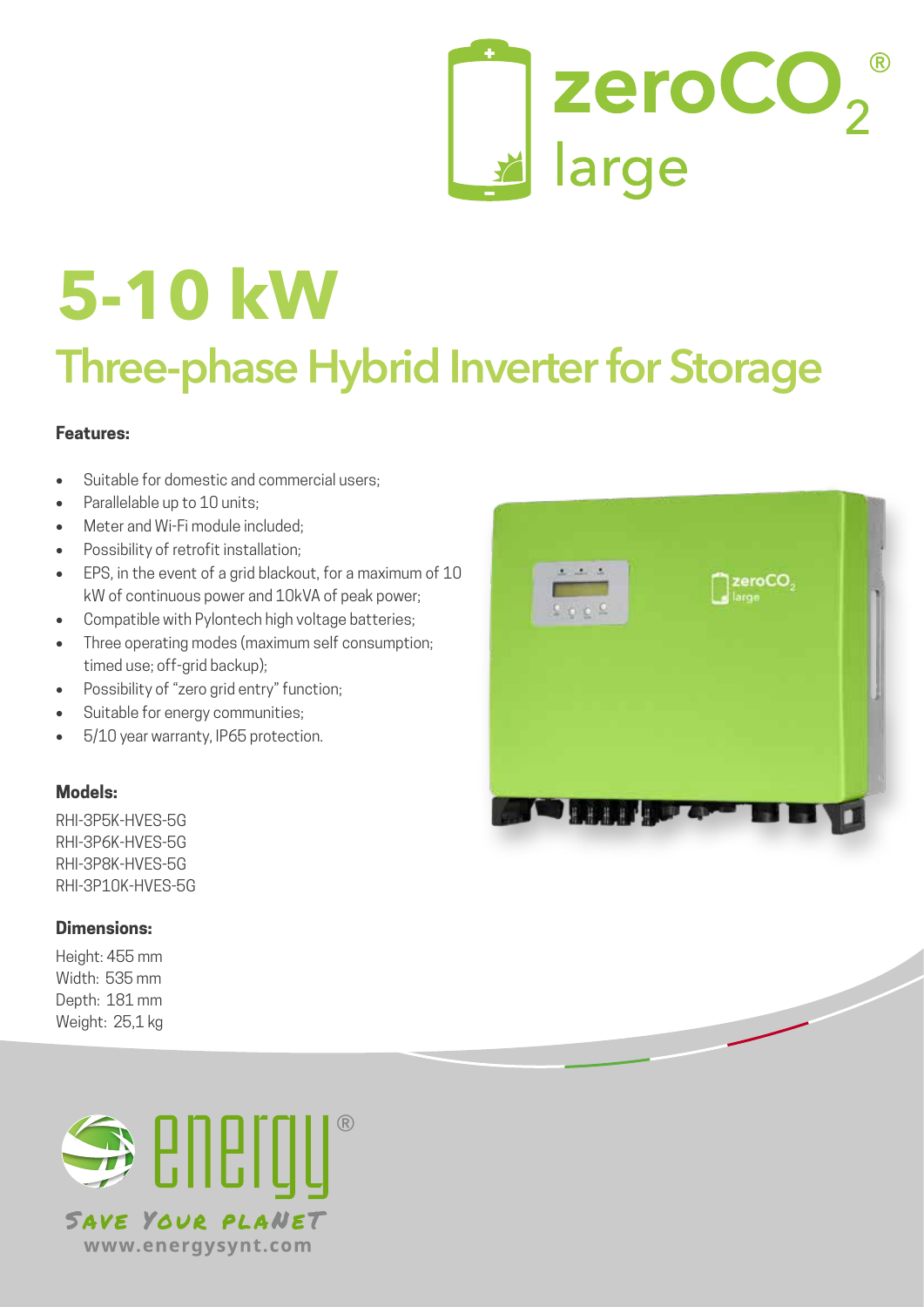zeroCO$_2$® large

# 5-10 kW

## Three-phase Hybrid Inverter for Storage

**Features:**

- Suitable for domestic and commercial users;
- Parallelable up to 10 units;
- Meter and Wi-Fi module included;
- Possibility of retrofit installation;
- EPS, in the event of a grid blackout, for a maximum of 10 kW of continuous power and 10kVA of peak power;
- Compatible with Pylontech high voltage batteries;
- Three operating modes (maximum self consumption; timed use; off-grid backup);
- Possibility of "zero grid entry" function;
- Suitable for energy communities;
- 5/10 year warranty, IP65 protection.

**Models:**

RHI-3P5K-HVES-5G
RHI-3P6K-HVES-5G
RHI-3P8K-HVES-5G
RHI-3P10K-HVES-5G

**Dimensions:**

Height: 455 mm
Width: 535 mm
Depth: 181 mm
Weight: 25,1 kg

energy®
SAVE YOUR PLANET
www.energysynt.com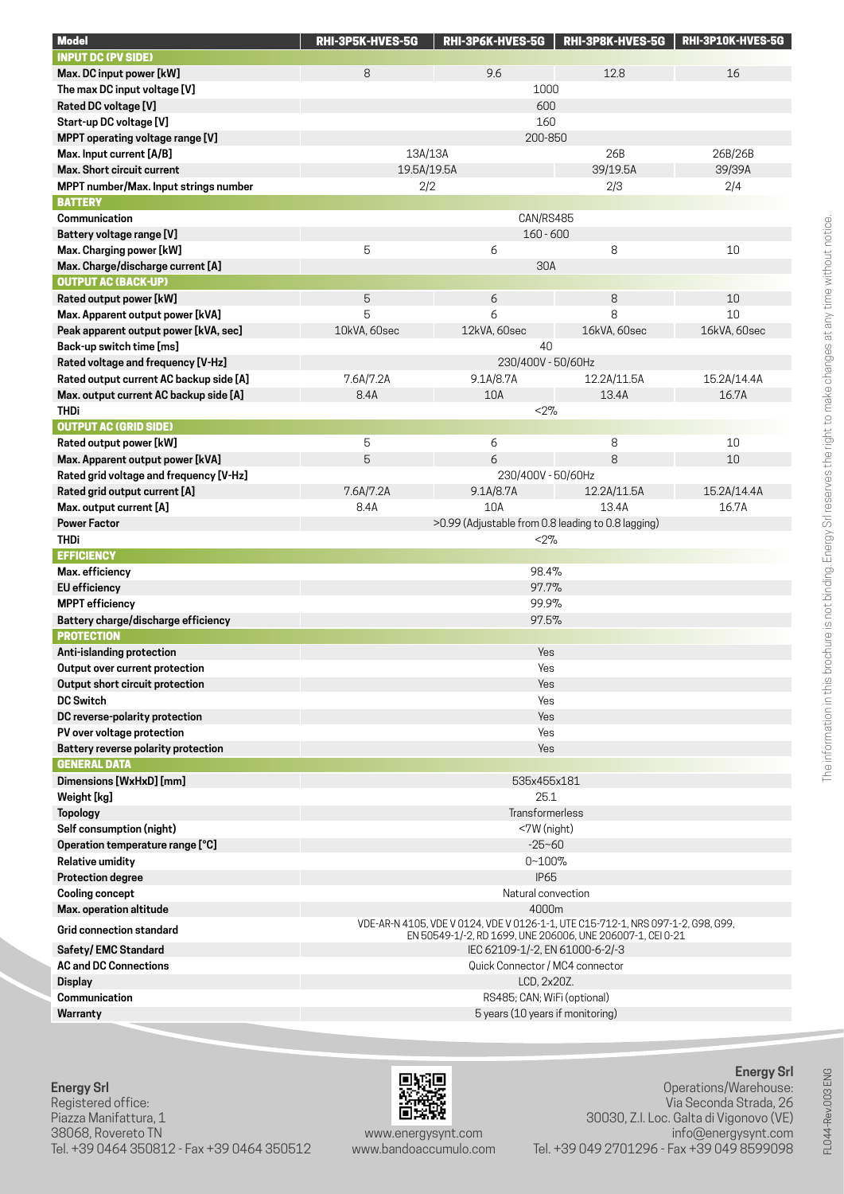| Model | RHI-3P5K-HVES-5G | RHI-3P6K-HVES-5G | RHI-3P8K-HVES-5G | RHI-3P10K-HVES-5G |
|---|---|---|---|---|
| **INPUT DC (PV SIDE)** | | | | |
| Max. DC input power [kW] | 8 | 9.6 | 12.8 | 16 |
| The max DC input voltage [V] | 1000 | | | |
| Rated DC voltage [V] | 600 | | | |
| Start-up DC voltage [V] | 160 | | | |
| MPPT operating voltage range [V] | 200-850 | | | |
| Max. Input current [A/B] | 13A/13A | | 26B | 26B/26B |
| Max. Short circuit current | 19.5A/19.5A | | 39/19.5A | 39/39A |
| MPPT number/Max. Input strings number | 2/2 | | 2/3 | 2/4 |
| **BATTERY** | | | | |
| Communication | CAN/RS485 | | | |
| Battery voltage range [V] | 160 - 600 | | | |
| Max. Charging power [kW] | 5 | 6 | 8 | 10 |
| Max. Charge/discharge current [A] | 30A | | | |
| **OUTPUT AC (BACK-UP)** | | | | |
| Rated output power [kW] | 5 | 6 | 8 | 10 |
| Max. Apparent output power [kVA] | 5 | 6 | 8 | 10 |
| Peak apparent output power [kVA, sec] | 10kVA, 60sec | 12kVA, 60sec | 16kVA, 60sec | 16kVA, 60sec |
| Back-up switch time [ms] | 40 | | | |
| Rated voltage and frequency [V-Hz] | 230/400V - 50/60Hz | | | |
| Rated output current AC backup side [A] | 7.6A/7.2A | 9.1A/8.7A | 12.2A/11.5A | 15.2A/14.4A |
| Max. output current AC backup side [A] | 8.4A | 10A | 13.4A | 16.7A |
| THDi | <2% | | | |
| **OUTPUT AC (GRID SIDE)** | | | | |
| Rated output power [kW] | 5 | 6 | 8 | 10 |
| Max. Apparent output power [kVA] | 5 | 6 | 8 | 10 |
| Rated grid voltage and frequency [V-Hz] | 230/400V - 50/60Hz | | | |
| Rated grid output current [A] | 7.6A/7.2A | 9.1A/8.7A | 12.2A/11.5A | 15.2A/14.4A |
| Max. output current [A] | 8.4A | 10A | 13.4A | 16.7A |
| Power Factor | >0.99 (Adjustable from 0.8 leading to 0.8 lagging) | | | |
| THDi | <2% | | | |
| **EFFICIENCY** | | | | |
| Max. efficiency | 98.4% | | | |
| EU efficiency | 97.7% | | | |
| MPPT efficiency | 99.9% | | | |
| Battery charge/discharge efficiency | 97.5% | | | |
| **PROTECTION** | | | | |
| Anti-islanding protection | Yes | | | |
| Output over current protection | Yes | | | |
| Output short circuit protection | Yes | | | |
| DC Switch | Yes | | | |
| DC reverse-polarity protection | Yes | | | |
| PV over voltage protection | Yes | | | |
| Battery reverse polarity protection | Yes | | | |
| **GENERAL DATA** | | | | |
| Dimensions [WxHxD] [mm] | 535x455x181 | | | |
| Weight [kg] | 25.1 | | | |
| Topology | Transformerless | | | |
| Self consumption (night) | <7W (night) | | | |
| Operation temperature range [°C] | -25~60 | | | |
| Relative umidity | 0~100% | | | |
| Protection degree | IP65 | | | |
| Cooling concept | Natural convection | | | |
| Max. operation altitude | 4000m | | | |
| Grid connection standard | VDE-AR-N 4105, VDE V 0124, VDE V 0126-1-1, UTE C15-712-1, NRS 097-1-2, G98, G99, EN 50549-1/-2, RD 1699, UNE 206006, UNE 206007-1, CEI 0-21 | | | |
| Safety/ EMC Standard | IEC 62109-1/-2, EN 61000-6-2/-3 | | | |
| AC and DC Connections | Quick Connector / MC4 connector | | | |
| Display | LCD, 2x20Z. | | | |
| Communication | RS485; CAN; WiFi (optional) | | | |
| Warranty | 5 years (10 years if monitoring) | | | |

The information in this brochure is not binding. Energy Srl reserves the right to make changes at any time without notice.

**Energy Srl**
Registered office:
Piazza Manifattura, 1
38068, Rovereto TN
Tel. +39 0464 350812 - Fax +39 0464 350512

www.energysynt.com
www.bandoaccumulo.com

**Energy Srl**
Operations/Warehouse:
Via Seconda Strada, 26
30030, Z.I. Loc. Galta di Vigonovo (VE)
info@energysynt.com
Tel. +39 049 2701296 - Fax +39 049 8599098

FL044-Rev.003 ENG